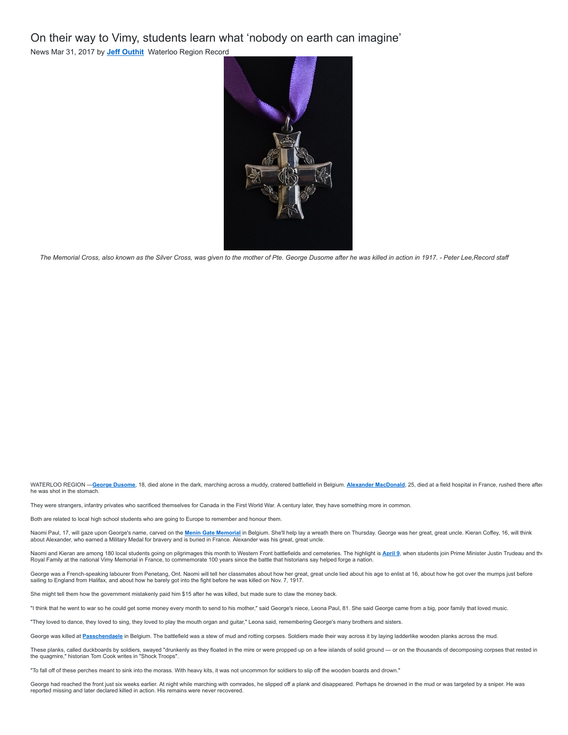# On their way to Vimy, students learn what 'nobody on earth can imagine'

News Mar 31, 2017 by **Jeff Outhit** Waterloo Region Record

*The Memorial Cross, also known as the Silver Cross, was given to the mother of Pte. George Dusome after he was killed in action in 1917. - Peter Lee,Record staff*

WATERLOO REGION —**George Dusome**, 18, died alone in the dark, marching across a muddy, cratered battlefield in Belgium. **Alexander MacDonald**, 25, died at a field hospital in France, rushed there after he was shot in the stomach.

They were strangers, infantry privates who sacrificed themselves for Canada in the First World War. A century later, they have something more in common.

Both are related to local high school students who are going to Europe to remember and honour them.

Naomi Paul, 17, will gaze upon George's name, carved on the **Menin Gate Memorial** in Belgium. She'll help lay a wreath there on Thursday. George was her great, great uncle. Kieran Coffey, 16, will think about Alexander, who earned a Military Medal for bravery and is buried in France. Alexander was his great, great uncle.

Naomi and Kieran are among 180 local students going on pilgrimages this month to Western Front battlefields and cemeteries. The highlight is **April 9**, when students join Prime Minister Justin Trudeau and the Royal Family at the national Vimy Memorial in France, to commemorate 100 years since the battle that historians say helped forge a nation.

George was a French-speaking labourer from Penetang, Ont. Naomi will tell her classmates about how her great, great uncle lied about his age to enlist at 16, about how he got over the mumps just before sailing to England from Halifax, and about how he barely got into the fight before he was killed on Nov. 7, 1917.

She might tell them how the government mistakenly paid him $15 after he was killed, but made sure to claw the money back.

"I think that he went to war so he could get some money every month to send to his mother," said George's niece, Leona Paul, 81. She said George came from a big, poor family that loved music.

"They loved to dance, they loved to sing, they loved to play the mouth organ and guitar," Leona said, remembering George's many brothers and sisters.

George was killed at **Passchendaele** in Belgium. The battlefield was a stew of mud and rotting corpses. Soldiers made their way across it by laying ladderlike wooden planks across the mud.

These planks, called duckboards by soldiers, swayed "drunkenly as they floated in the mire or were propped up on a few islands of solid ground — or on the thousands of decomposing corpses that rested in the quagmire," historian Tom Cook writes in "Shock Troops".

"To fall off of these perches meant to sink into the morass. With heavy kits, it was not uncommon for soldiers to slip off the wooden boards and drown."

George had reached the front just six weeks earlier. At night while marching with comrades, he slipped off a plank and disappeared. Perhaps he drowned in the mud or was targeted by a sniper. He was reported missing and later declared killed in action. His remains were never recovered.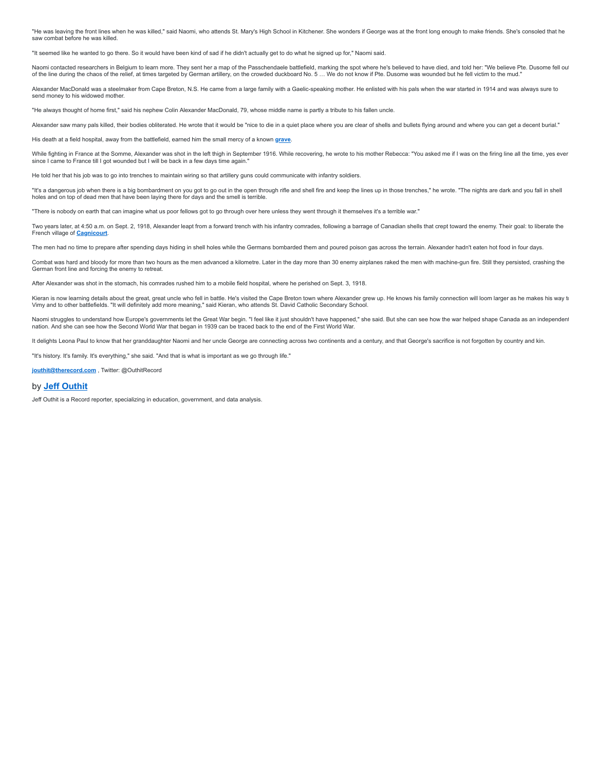"He was leaving the front lines when he was killed," said Naomi, who attends St. Mary's High School in Kitchener. She wonders if George was at the front long enough to make friends. She's consoled that he saw combat before he was killed.

"It seemed like he wanted to go there. So it would have been kind of sad if he didn't actually get to do what he signed up for," Naomi said.

Naomi contacted researchers in Belgium to learn more. They sent her a map of the Passchendaele battlefield, marking the spot where he's believed to have died, and told her: "We believe Pte. Dusome fell out of the line during the chaos of the relief, at times targeted by German artillery, on the crowded duckboard No. 5 … We do not know if Pte. Dusome was wounded but he fell victim to the mud."

Alexander MacDonald was a steelmaker from Cape Breton, N.S. He came from a large family with a Gaelic-speaking mother. He enlisted with his pals when the war started in 1914 and was always sure to send money to his widowed mother.

"He always thought of home first," said his nephew Colin Alexander MacDonald, 79, whose middle name is partly a tribute to his fallen uncle.

Alexander saw many pals killed, their bodies obliterated. He wrote that it would be "nice to die in a quiet place where you are clear of shells and bullets flying around and where you can get a decent burial."

His death at a field hospital, away from the battlefield, earned him the small mercy of a known **grave**.

While fighting in France at the Somme, Alexander was shot in the left thigh in September 1916. While recovering, he wrote to his mother Rebecca: "You asked me if I was on the firing line all the time, yes ever since I came to France till I got wounded but I will be back in a few days time again."

He told her that his job was to go into trenches to maintain wiring so that artillery guns could communicate with infantry soldiers.

"It's a dangerous job when there is a big bombardment on you got to go out in the open through rifle and shell fire and keep the lines up in those trenches," he wrote. "The nights are dark and you fall in shell holes and on top of dead men that have been laying there for days and the smell is terrible.

"There is nobody on earth that can imagine what us poor fellows got to go through over here unless they went through it themselves it's a terrible war."

Two years later, at 4:50 a.m. on Sept. 2, 1918, Alexander leapt from a forward trench with his infantry comrades, following a barrage of Canadian shells that crept toward the enemy. Their goal: to liberate the French village of **Cagnicourt**.

The men had no time to prepare after spending days hiding in shell holes while the Germans bombarded them and poured poison gas across the terrain. Alexander hadn't eaten hot food in four days.

Combat was hard and bloody for more than two hours as the men advanced a kilometre. Later in the day more than 30 enemy airplanes raked the men with machine-gun fire. Still they persisted, crashing the German front line and forcing the enemy to retreat.

After Alexander was shot in the stomach, his comrades rushed him to a mobile field hospital, where he perished on Sept. 3, 1918.

Kieran is now learning details about the great, great uncle who fell in battle. He's visited the Cape Breton town where Alexander grew up. He knows his family connection will loom larger as he makes his way to Vimy and to other battlefields. "It will definitely add more meaning," said Kieran, who attends St. David Catholic Secondary School.

Naomi struggles to understand how Europe's governments let the Great War begin. "I feel like it just shouldn't have happened," she said. But she can see how the war helped shape Canada as an independent nation. And she can see how the Second World War that began in 1939 can be traced back to the end of the First World War.

It delights Leona Paul to know that her granddaughter Naomi and her uncle George are connecting across two continents and a century, and that George's sacrifice is not forgotten by country and kin.

"It's history. It's family. It's everything," she said. "And that is what is important as we go through life."

**jouthit@therecord.com** , Twitter: @OuthitRecord

## by **Jeff Outhit**

Jeff Outhit is a Record reporter, specializing in education, government, and data analysis.